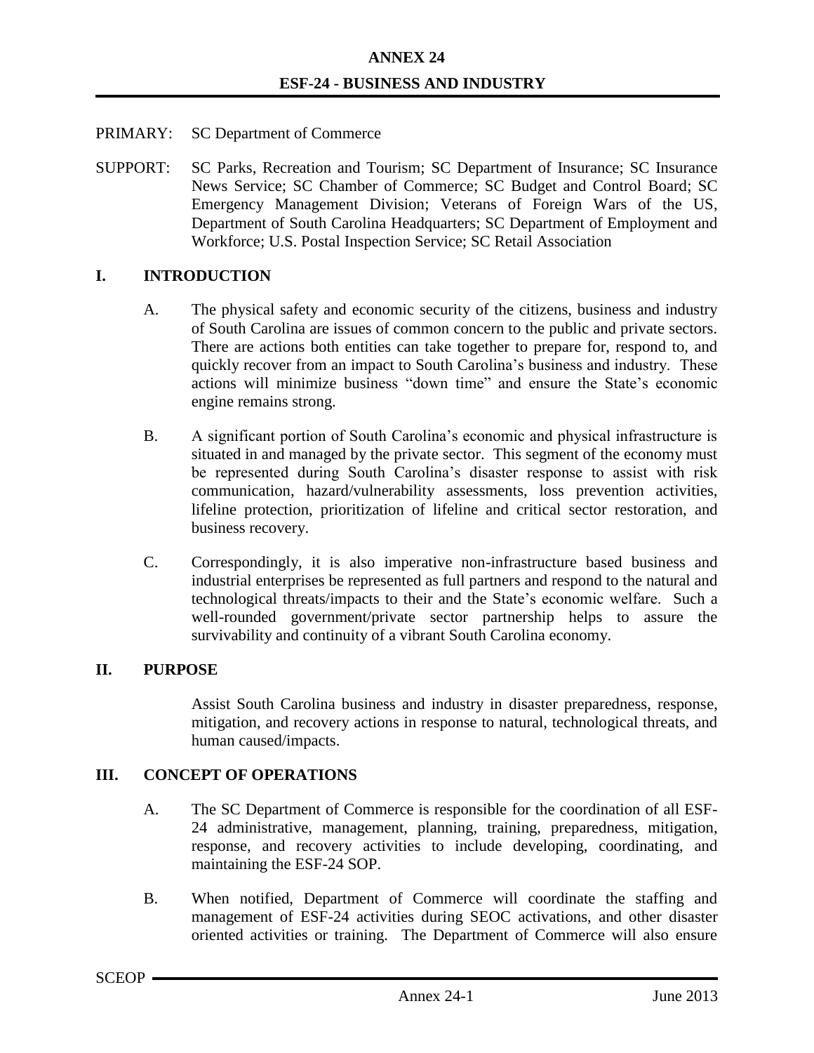# ANNEX 24

## ESF-24 - BUSINESS AND INDUSTRY

PRIMARY: SC Department of Commerce

SUPPORT: SC Parks, Recreation and Tourism; SC Department of Insurance; SC Insurance News Service; SC Chamber of Commerce; SC Budget and Control Board; SC Emergency Management Division; Veterans of Foreign Wars of the US, Department of South Carolina Headquarters; SC Department of Employment and Workforce; U.S. Postal Inspection Service; SC Retail Association

## I. INTRODUCTION

A. The physical safety and economic security of the citizens, business and industry of South Carolina are issues of common concern to the public and private sectors. There are actions both entities can take together to prepare for, respond to, and quickly recover from an impact to South Carolina's business and industry. These actions will minimize business "down time" and ensure the State's economic engine remains strong.

B. A significant portion of South Carolina's economic and physical infrastructure is situated in and managed by the private sector. This segment of the economy must be represented during South Carolina's disaster response to assist with risk communication, hazard/vulnerability assessments, loss prevention activities, lifeline protection, prioritization of lifeline and critical sector restoration, and business recovery.

C. Correspondingly, it is also imperative non-infrastructure based business and industrial enterprises be represented as full partners and respond to the natural and technological threats/impacts to their and the State's economic welfare. Such a well-rounded government/private sector partnership helps to assure the survivability and continuity of a vibrant South Carolina economy.

## II. PURPOSE

Assist South Carolina business and industry in disaster preparedness, response, mitigation, and recovery actions in response to natural, technological threats, and human caused/impacts.

## III. CONCEPT OF OPERATIONS

A. The SC Department of Commerce is responsible for the coordination of all ESF-24 administrative, management, planning, training, preparedness, mitigation, response, and recovery activities to include developing, coordinating, and maintaining the ESF-24 SOP.

B. When notified, Department of Commerce will coordinate the staffing and management of ESF-24 activities during SEOC activations, and other disaster oriented activities or training. The Department of Commerce will also ensure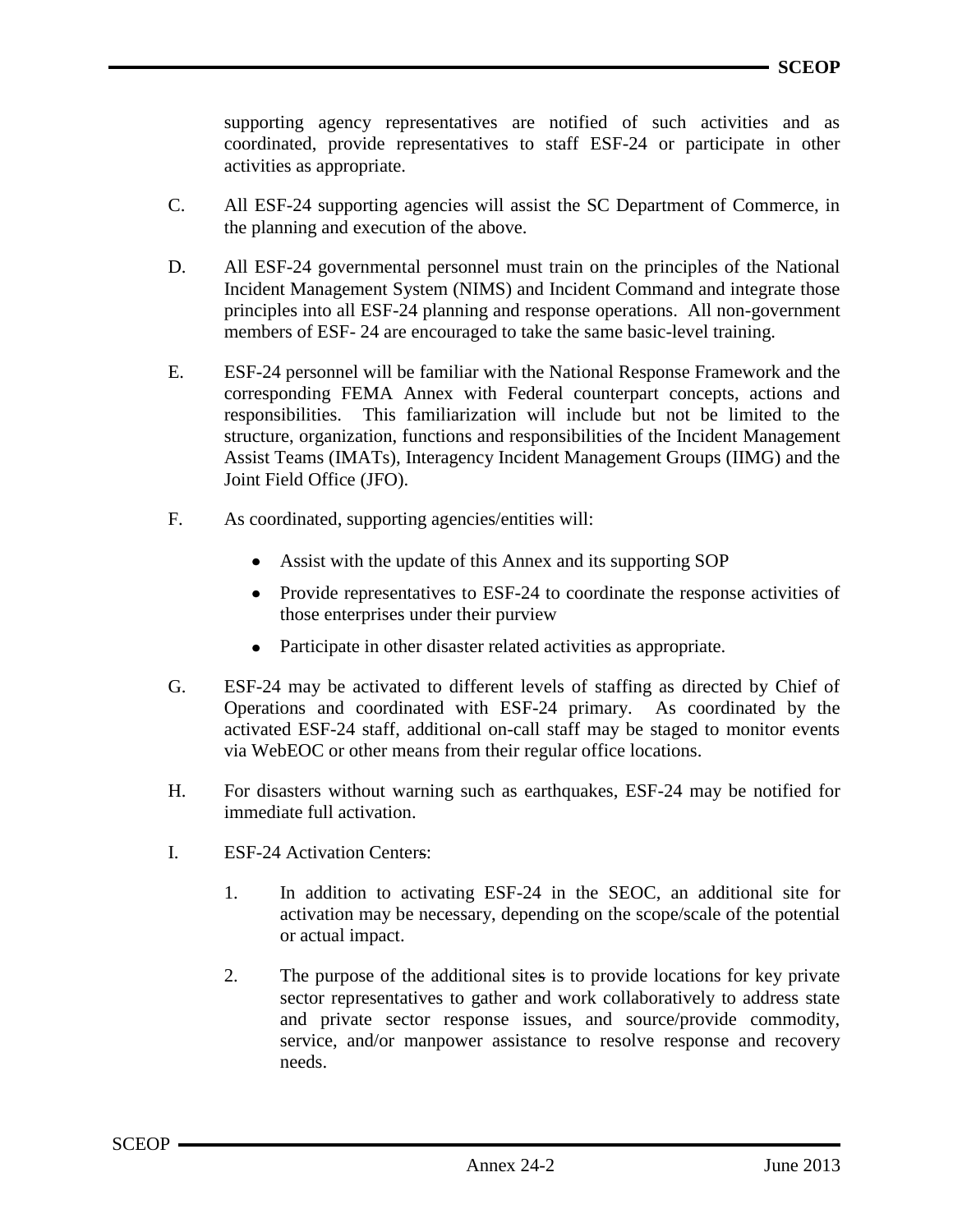supporting agency representatives are notified of such activities and as coordinated, provide representatives to staff ESF-24 or participate in other activities as appropriate.

C. All ESF-24 supporting agencies will assist the SC Department of Commerce, in the planning and execution of the above.

D. All ESF-24 governmental personnel must train on the principles of the National Incident Management System (NIMS) and Incident Command and integrate those principles into all ESF-24 planning and response operations. All non-government members of ESF- 24 are encouraged to take the same basic-level training.

E. ESF-24 personnel will be familiar with the National Response Framework and the corresponding FEMA Annex with Federal counterpart concepts, actions and responsibilities. This familiarization will include but not be limited to the structure, organization, functions and responsibilities of the Incident Management Assist Teams (IMATs), Interagency Incident Management Groups (IIMG) and the Joint Field Office (JFO).

F. As coordinated, supporting agencies/entities will:

- Assist with the update of this Annex and its supporting SOP
- Provide representatives to ESF-24 to coordinate the response activities of those enterprises under their purview
- Participate in other disaster related activities as appropriate.

G. ESF-24 may be activated to different levels of staffing as directed by Chief of Operations and coordinated with ESF-24 primary. As coordinated by the activated ESF-24 staff, additional on-call staff may be staged to monitor events via WebEOC or other means from their regular office locations.

H. For disasters without warning such as earthquakes, ESF-24 may be notified for immediate full activation.

I. ESF-24 Activation Centers:

1. In addition to activating ESF-24 in the SEOC, an additional site for activation may be necessary, depending on the scope/scale of the potential or actual impact.

2. The purpose of the additional sites is to provide locations for key private sector representatives to gather and work collaboratively to address state and private sector response issues, and source/provide commodity, service, and/or manpower assistance to resolve response and recovery needs.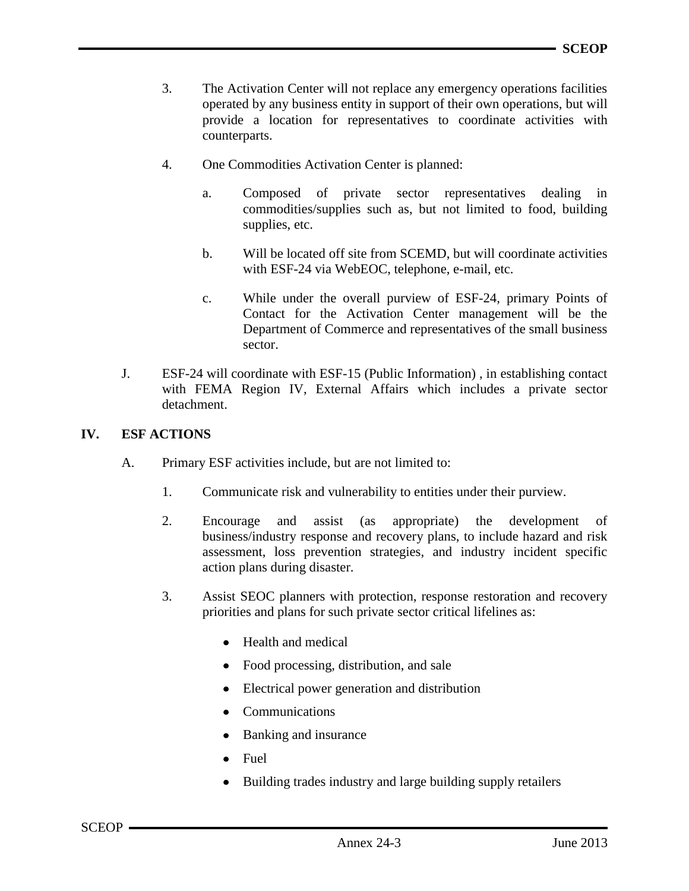3. The Activation Center will not replace any emergency operations facilities operated by any business entity in support of their own operations, but will provide a location for representatives to coordinate activities with counterparts.

4. One Commodities Activation Center is planned:

    a. Composed of private sector representatives dealing in commodities/supplies such as, but not limited to food, building supplies, etc.

    b. Will be located off site from SCEMD, but will coordinate activities with ESF-24 via WebEOC, telephone, e-mail, etc.

    c. While under the overall purview of ESF-24, primary Points of Contact for the Activation Center management will be the Department of Commerce and representatives of the small business sector.

J. ESF-24 will coordinate with ESF-15 (Public Information) , in establishing contact with FEMA Region IV, External Affairs which includes a private sector detachment.

## IV. ESF ACTIONS

A. Primary ESF activities include, but are not limited to:

1. Communicate risk and vulnerability to entities under their purview.

2. Encourage and assist (as appropriate) the development of business/industry response and recovery plans, to include hazard and risk assessment, loss prevention strategies, and industry incident specific action plans during disaster.

3. Assist SEOC planners with protection, response restoration and recovery priorities and plans for such private sector critical lifelines as:

    - Health and medical
    - Food processing, distribution, and sale
    - Electrical power generation and distribution
    - Communications
    - Banking and insurance
    - Fuel
    - Building trades industry and large building supply retailers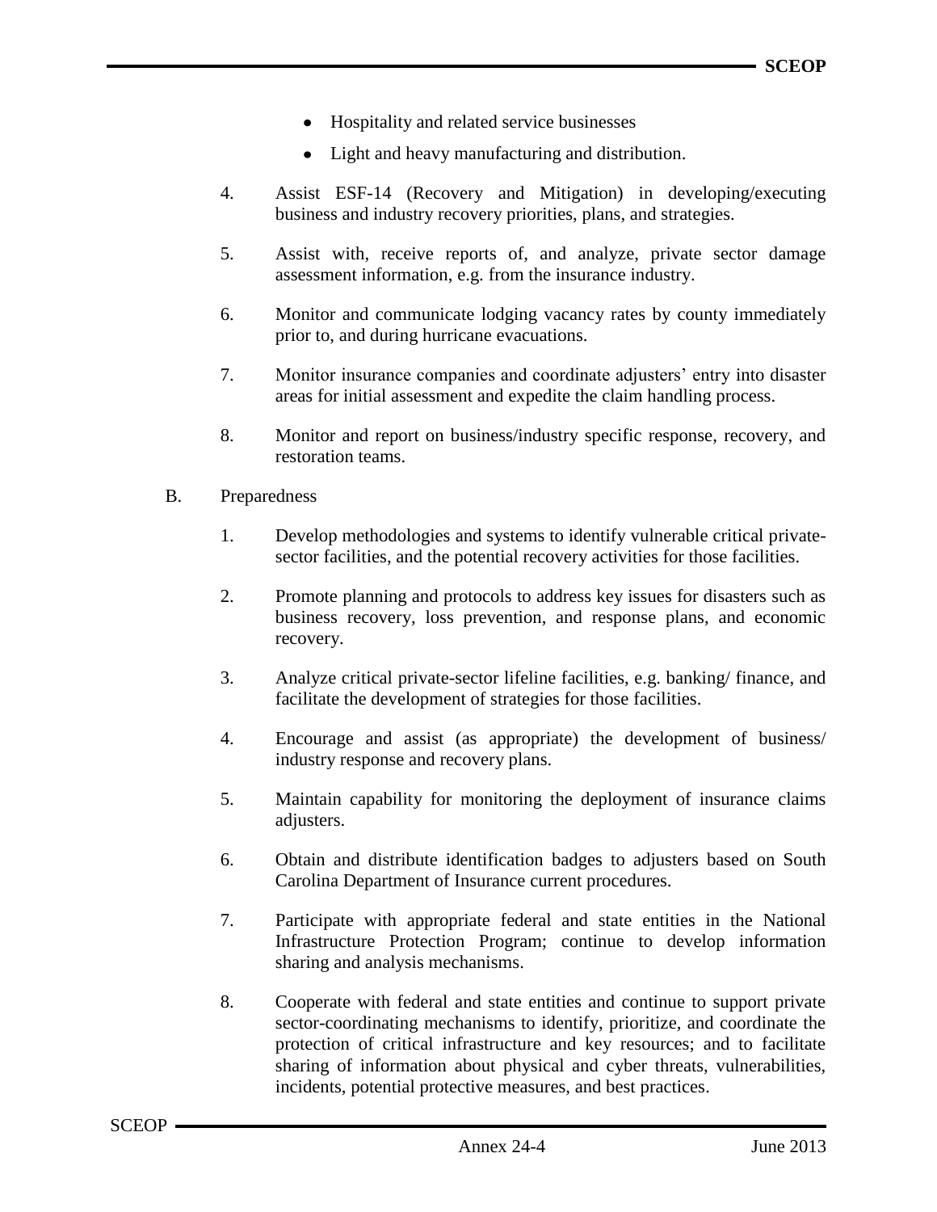- Hospitality and related service businesses
- Light and heavy manufacturing and distribution.

4. Assist ESF-14 (Recovery and Mitigation) in developing/executing business and industry recovery priorities, plans, and strategies.

5. Assist with, receive reports of, and analyze, private sector damage assessment information, e.g. from the insurance industry.

6. Monitor and communicate lodging vacancy rates by county immediately prior to, and during hurricane evacuations.

7. Monitor insurance companies and coordinate adjusters' entry into disaster areas for initial assessment and expedite the claim handling process.

8. Monitor and report on business/industry specific response, recovery, and restoration teams.

B. Preparedness

1. Develop methodologies and systems to identify vulnerable critical private-sector facilities, and the potential recovery activities for those facilities.

2. Promote planning and protocols to address key issues for disasters such as business recovery, loss prevention, and response plans, and economic recovery.

3. Analyze critical private-sector lifeline facilities, e.g. banking/ finance, and facilitate the development of strategies for those facilities.

4. Encourage and assist (as appropriate) the development of business/ industry response and recovery plans.

5. Maintain capability for monitoring the deployment of insurance claims adjusters.

6. Obtain and distribute identification badges to adjusters based on South Carolina Department of Insurance current procedures.

7. Participate with appropriate federal and state entities in the National Infrastructure Protection Program; continue to develop information sharing and analysis mechanisms.

8. Cooperate with federal and state entities and continue to support private sector-coordinating mechanisms to identify, prioritize, and coordinate the protection of critical infrastructure and key resources; and to facilitate sharing of information about physical and cyber threats, vulnerabilities, incidents, potential protective measures, and best practices.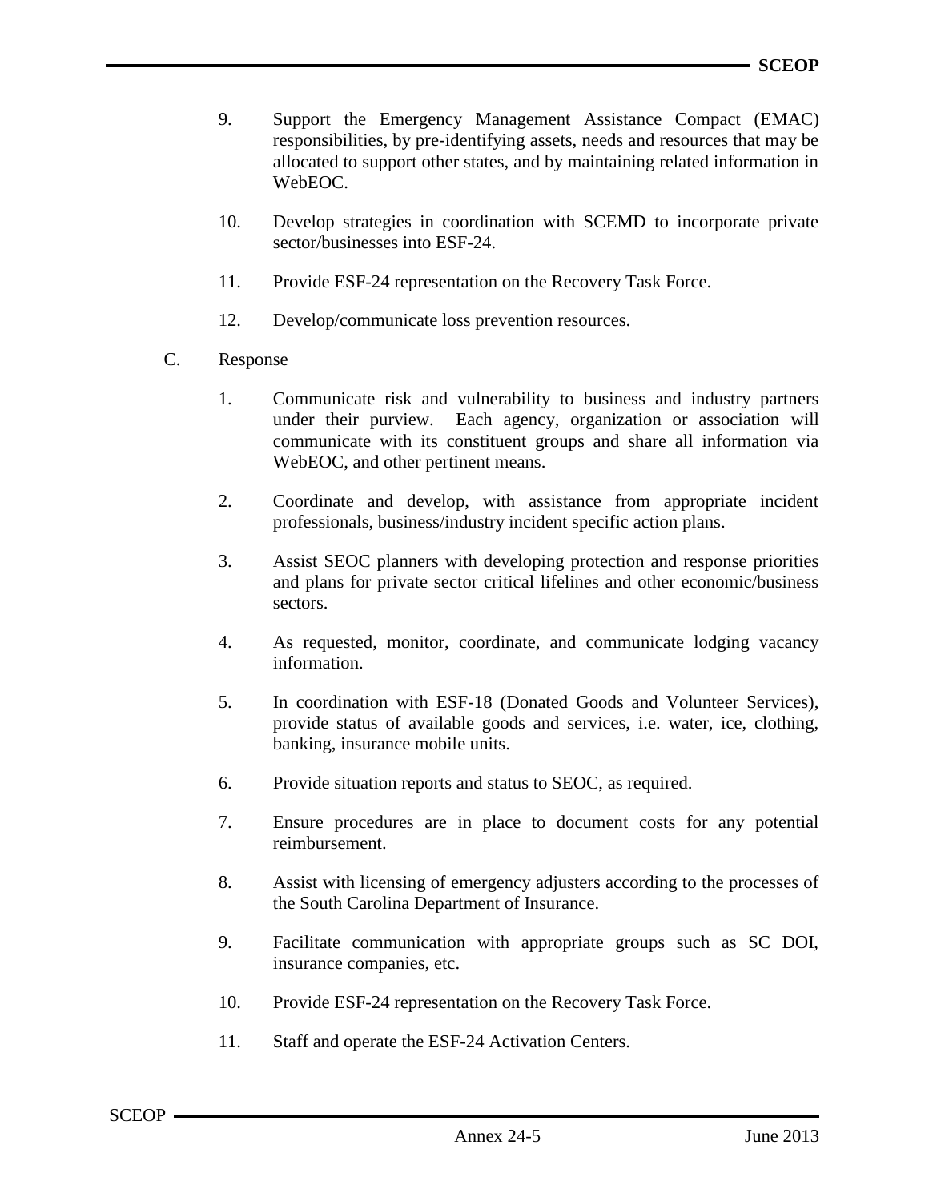9. Support the Emergency Management Assistance Compact (EMAC) responsibilities, by pre-identifying assets, needs and resources that may be allocated to support other states, and by maintaining related information in WebEOC.

10. Develop strategies in coordination with SCEMD to incorporate private sector/businesses into ESF-24.

11. Provide ESF-24 representation on the Recovery Task Force.

12. Develop/communicate loss prevention resources.

C. Response

1. Communicate risk and vulnerability to business and industry partners under their purview. Each agency, organization or association will communicate with its constituent groups and share all information via WebEOC, and other pertinent means.

2. Coordinate and develop, with assistance from appropriate incident professionals, business/industry incident specific action plans.

3. Assist SEOC planners with developing protection and response priorities and plans for private sector critical lifelines and other economic/business sectors.

4. As requested, monitor, coordinate, and communicate lodging vacancy information.

5. In coordination with ESF-18 (Donated Goods and Volunteer Services), provide status of available goods and services, i.e. water, ice, clothing, banking, insurance mobile units.

6. Provide situation reports and status to SEOC, as required.

7. Ensure procedures are in place to document costs for any potential reimbursement.

8. Assist with licensing of emergency adjusters according to the processes of the South Carolina Department of Insurance.

9. Facilitate communication with appropriate groups such as SC DOI, insurance companies, etc.

10. Provide ESF-24 representation on the Recovery Task Force.

11. Staff and operate the ESF-24 Activation Centers.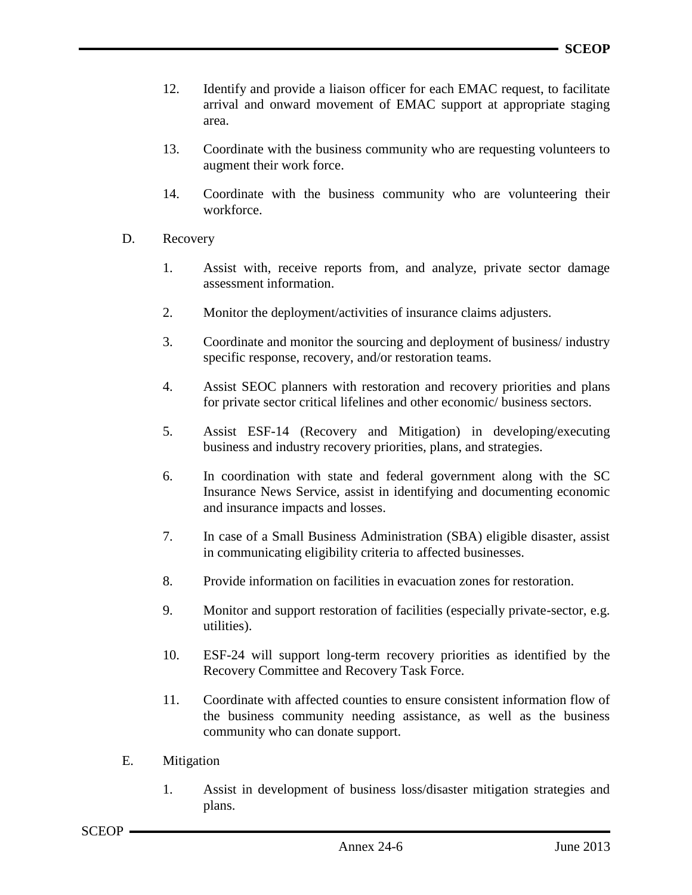12. Identify and provide a liaison officer for each EMAC request, to facilitate arrival and onward movement of EMAC support at appropriate staging area.

13. Coordinate with the business community who are requesting volunteers to augment their work force.

14. Coordinate with the business community who are volunteering their workforce.

D. Recovery

1. Assist with, receive reports from, and analyze, private sector damage assessment information.

2. Monitor the deployment/activities of insurance claims adjusters.

3. Coordinate and monitor the sourcing and deployment of business/ industry specific response, recovery, and/or restoration teams.

4. Assist SEOC planners with restoration and recovery priorities and plans for private sector critical lifelines and other economic/ business sectors.

5. Assist ESF-14 (Recovery and Mitigation) in developing/executing business and industry recovery priorities, plans, and strategies.

6. In coordination with state and federal government along with the SC Insurance News Service, assist in identifying and documenting economic and insurance impacts and losses.

7. In case of a Small Business Administration (SBA) eligible disaster, assist in communicating eligibility criteria to affected businesses.

8. Provide information on facilities in evacuation zones for restoration.

9. Monitor and support restoration of facilities (especially private-sector, e.g. utilities).

10. ESF-24 will support long-term recovery priorities as identified by the Recovery Committee and Recovery Task Force.

11. Coordinate with affected counties to ensure consistent information flow of the business community needing assistance, as well as the business community who can donate support.

E. Mitigation

1. Assist in development of business loss/disaster mitigation strategies and plans.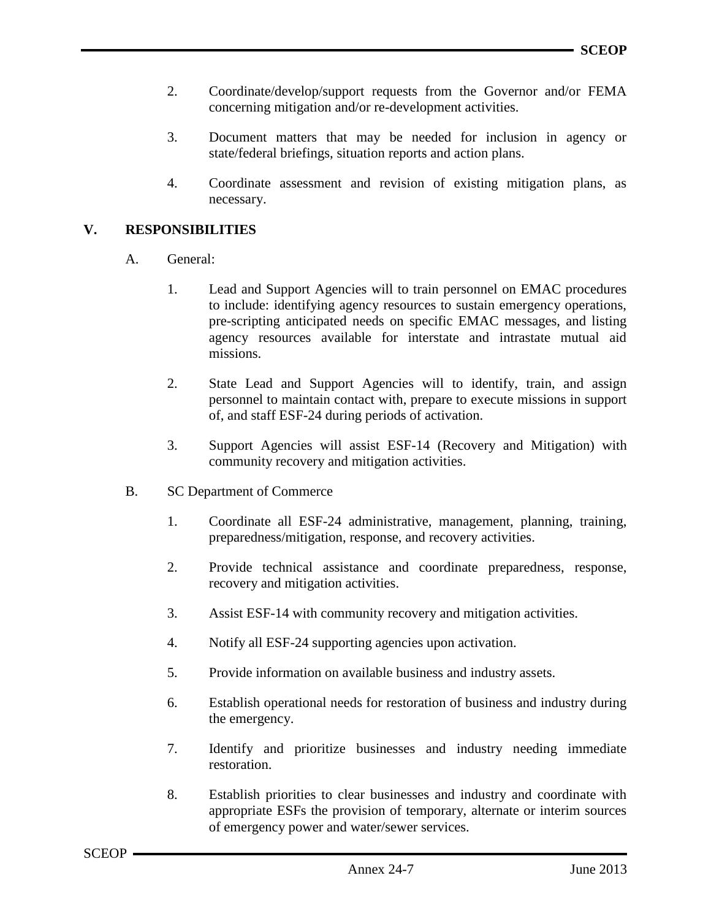2. Coordinate/develop/support requests from the Governor and/or FEMA concerning mitigation and/or re-development activities.

3. Document matters that may be needed for inclusion in agency or state/federal briefings, situation reports and action plans.

4. Coordinate assessment and revision of existing mitigation plans, as necessary.

## V. RESPONSIBILITIES

A. General:

1. Lead and Support Agencies will to train personnel on EMAC procedures to include: identifying agency resources to sustain emergency operations, pre-scripting anticipated needs on specific EMAC messages, and listing agency resources available for interstate and intrastate mutual aid missions.

2. State Lead and Support Agencies will to identify, train, and assign personnel to maintain contact with, prepare to execute missions in support of, and staff ESF-24 during periods of activation.

3. Support Agencies will assist ESF-14 (Recovery and Mitigation) with community recovery and mitigation activities.

B. SC Department of Commerce

1. Coordinate all ESF-24 administrative, management, planning, training, preparedness/mitigation, response, and recovery activities.

2. Provide technical assistance and coordinate preparedness, response, recovery and mitigation activities.

3. Assist ESF-14 with community recovery and mitigation activities.

4. Notify all ESF-24 supporting agencies upon activation.

5. Provide information on available business and industry assets.

6. Establish operational needs for restoration of business and industry during the emergency.

7. Identify and prioritize businesses and industry needing immediate restoration.

8. Establish priorities to clear businesses and industry and coordinate with appropriate ESFs the provision of temporary, alternate or interim sources of emergency power and water/sewer services.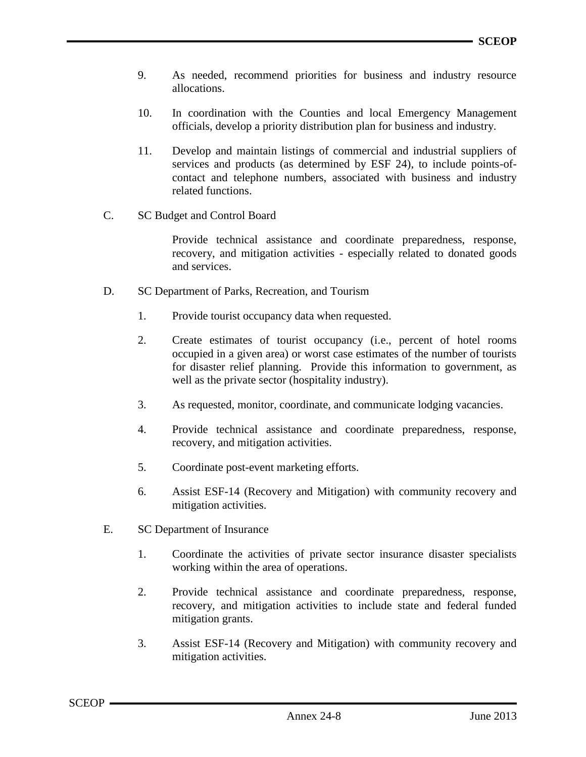9. As needed, recommend priorities for business and industry resource allocations.

10. In coordination with the Counties and local Emergency Management officials, develop a priority distribution plan for business and industry.

11. Develop and maintain listings of commercial and industrial suppliers of services and products (as determined by ESF 24), to include points-of-contact and telephone numbers, associated with business and industry related functions.

C. SC Budget and Control Board

Provide technical assistance and coordinate preparedness, response, recovery, and mitigation activities - especially related to donated goods and services.

D. SC Department of Parks, Recreation, and Tourism

1. Provide tourist occupancy data when requested.

2. Create estimates of tourist occupancy (i.e., percent of hotel rooms occupied in a given area) or worst case estimates of the number of tourists for disaster relief planning. Provide this information to government, as well as the private sector (hospitality industry).

3. As requested, monitor, coordinate, and communicate lodging vacancies.

4. Provide technical assistance and coordinate preparedness, response, recovery, and mitigation activities.

5. Coordinate post-event marketing efforts.

6. Assist ESF-14 (Recovery and Mitigation) with community recovery and mitigation activities.

E. SC Department of Insurance

1. Coordinate the activities of private sector insurance disaster specialists working within the area of operations.

2. Provide technical assistance and coordinate preparedness, response, recovery, and mitigation activities to include state and federal funded mitigation grants.

3. Assist ESF-14 (Recovery and Mitigation) with community recovery and mitigation activities.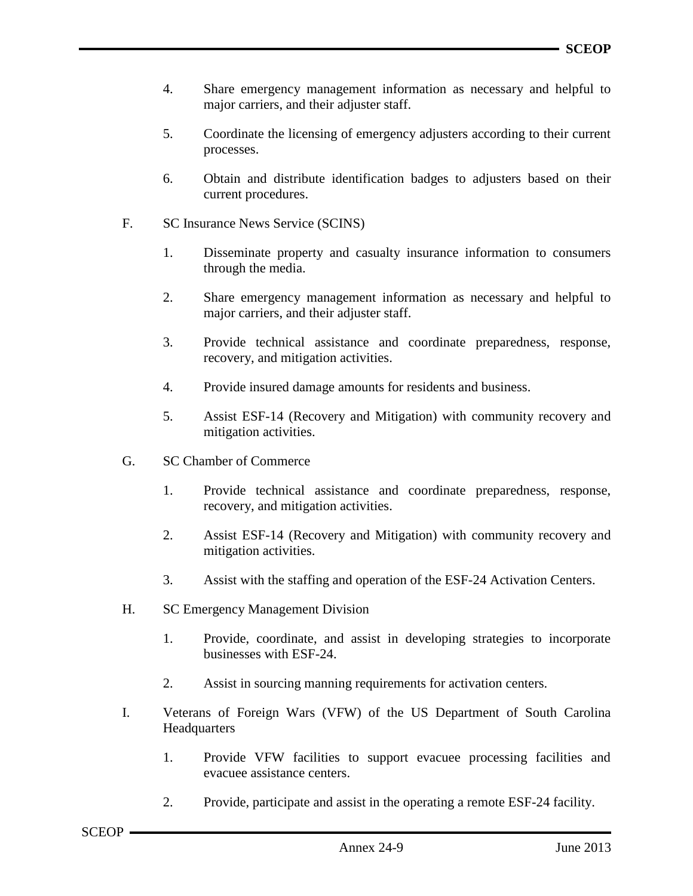4. Share emergency management information as necessary and helpful to major carriers, and their adjuster staff.

5. Coordinate the licensing of emergency adjusters according to their current processes.

6. Obtain and distribute identification badges to adjusters based on their current procedures.

F. SC Insurance News Service (SCINS)

1. Disseminate property and casualty insurance information to consumers through the media.

2. Share emergency management information as necessary and helpful to major carriers, and their adjuster staff.

3. Provide technical assistance and coordinate preparedness, response, recovery, and mitigation activities.

4. Provide insured damage amounts for residents and business.

5. Assist ESF-14 (Recovery and Mitigation) with community recovery and mitigation activities.

G. SC Chamber of Commerce

1. Provide technical assistance and coordinate preparedness, response, recovery, and mitigation activities.

2. Assist ESF-14 (Recovery and Mitigation) with community recovery and mitigation activities.

3. Assist with the staffing and operation of the ESF-24 Activation Centers.

H. SC Emergency Management Division

1. Provide, coordinate, and assist in developing strategies to incorporate businesses with ESF-24.

2. Assist in sourcing manning requirements for activation centers.

I. Veterans of Foreign Wars (VFW) of the US Department of South Carolina Headquarters

1. Provide VFW facilities to support evacuee processing facilities and evacuee assistance centers.

2. Provide, participate and assist in the operating a remote ESF-24 facility.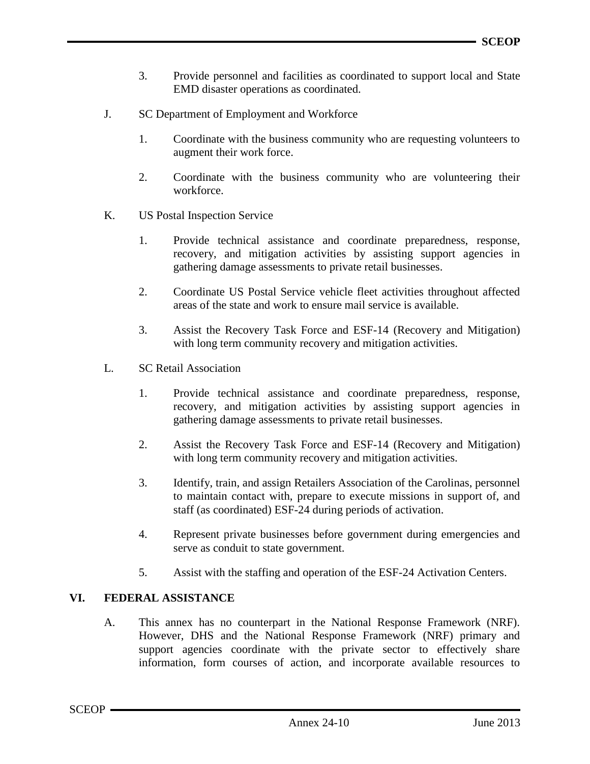3. Provide personnel and facilities as coordinated to support local and State EMD disaster operations as coordinated.

J. SC Department of Employment and Workforce

1. Coordinate with the business community who are requesting volunteers to augment their work force.

2. Coordinate with the business community who are volunteering their workforce.

K. US Postal Inspection Service

1. Provide technical assistance and coordinate preparedness, response, recovery, and mitigation activities by assisting support agencies in gathering damage assessments to private retail businesses.

2. Coordinate US Postal Service vehicle fleet activities throughout affected areas of the state and work to ensure mail service is available.

3. Assist the Recovery Task Force and ESF-14 (Recovery and Mitigation) with long term community recovery and mitigation activities.

L. SC Retail Association

1. Provide technical assistance and coordinate preparedness, response, recovery, and mitigation activities by assisting support agencies in gathering damage assessments to private retail businesses.

2. Assist the Recovery Task Force and ESF-14 (Recovery and Mitigation) with long term community recovery and mitigation activities.

3. Identify, train, and assign Retailers Association of the Carolinas, personnel to maintain contact with, prepare to execute missions in support of, and staff (as coordinated) ESF-24 during periods of activation.

4. Represent private businesses before government during emergencies and serve as conduit to state government.

5. Assist with the staffing and operation of the ESF-24 Activation Centers.

## VI. FEDERAL ASSISTANCE

A. This annex has no counterpart in the National Response Framework (NRF). However, DHS and the National Response Framework (NRF) primary and support agencies coordinate with the private sector to effectively share information, form courses of action, and incorporate available resources to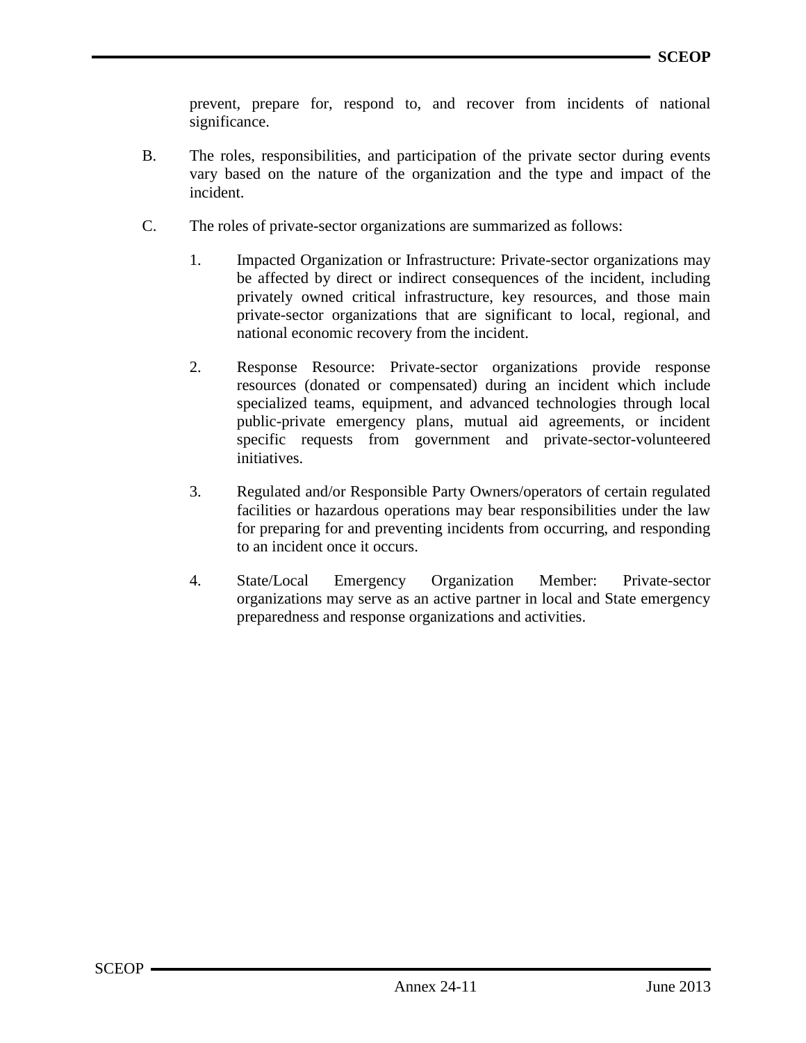prevent, prepare for, respond to, and recover from incidents of national significance.

B. The roles, responsibilities, and participation of the private sector during events vary based on the nature of the organization and the type and impact of the incident.

C. The roles of private-sector organizations are summarized as follows:

   1. Impacted Organization or Infrastructure: Private-sector organizations may be affected by direct or indirect consequences of the incident, including privately owned critical infrastructure, key resources, and those main private-sector organizations that are significant to local, regional, and national economic recovery from the incident.

   2. Response Resource: Private-sector organizations provide response resources (donated or compensated) during an incident which include specialized teams, equipment, and advanced technologies through local public-private emergency plans, mutual aid agreements, or incident specific requests from government and private-sector-volunteered initiatives.

   3. Regulated and/or Responsible Party Owners/operators of certain regulated facilities or hazardous operations may bear responsibilities under the law for preparing for and preventing incidents from occurring, and responding to an incident once it occurs.

   4. State/Local Emergency Organization Member: Private-sector organizations may serve as an active partner in local and State emergency preparedness and response organizations and activities.